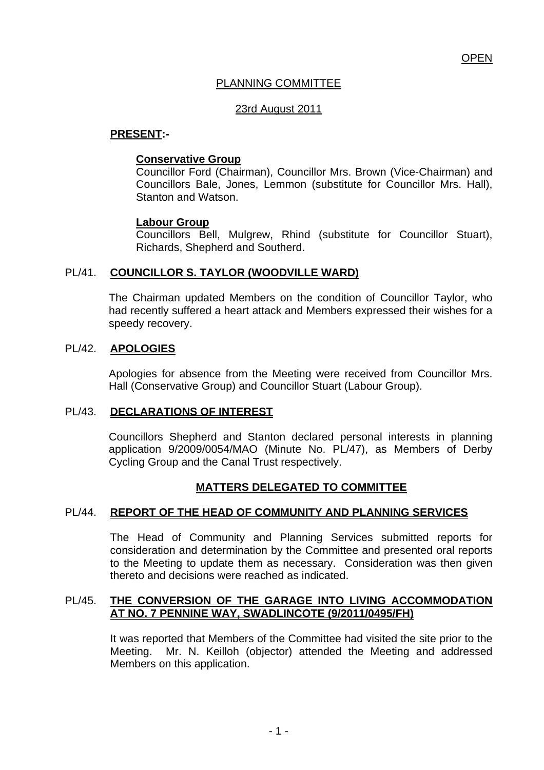OPEN

# PLANNING COMMITTEE

23rd August 2011

**PRESENT:-**

**Conservative Group**
Councillor Ford (Chairman), Councillor Mrs. Brown (Vice-Chairman) and Councillors Bale, Jones, Lemmon (substitute for Councillor Mrs. Hall), Stanton and Watson.

**Labour Group**
Councillors Bell, Mulgrew, Rhind (substitute for Councillor Stuart), Richards, Shepherd and Southerd.

## PL/41. COUNCILLOR S. TAYLOR (WOODVILLE WARD)

The Chairman updated Members on the condition of Councillor Taylor, who had recently suffered a heart attack and Members expressed their wishes for a speedy recovery.

## PL/42. APOLOGIES

Apologies for absence from the Meeting were received from Councillor Mrs. Hall (Conservative Group) and Councillor Stuart (Labour Group).

## PL/43. DECLARATIONS OF INTEREST

Councillors Shepherd and Stanton declared personal interests in planning application 9/2009/0054/MAO (Minute No. PL/47), as Members of Derby Cycling Group and the Canal Trust respectively.

## MATTERS DELEGATED TO COMMITTEE

## PL/44. REPORT OF THE HEAD OF COMMUNITY AND PLANNING SERVICES

The Head of Community and Planning Services submitted reports for consideration and determination by the Committee and presented oral reports to the Meeting to update them as necessary. Consideration was then given thereto and decisions were reached as indicated.

## PL/45. THE CONVERSION OF THE GARAGE INTO LIVING ACCOMMODATION AT NO. 7 PENNINE WAY, SWADLINCOTE (9/2011/0495/FH)

It was reported that Members of the Committee had visited the site prior to the Meeting. Mr. N. Keilloh (objector) attended the Meeting and addressed Members on this application.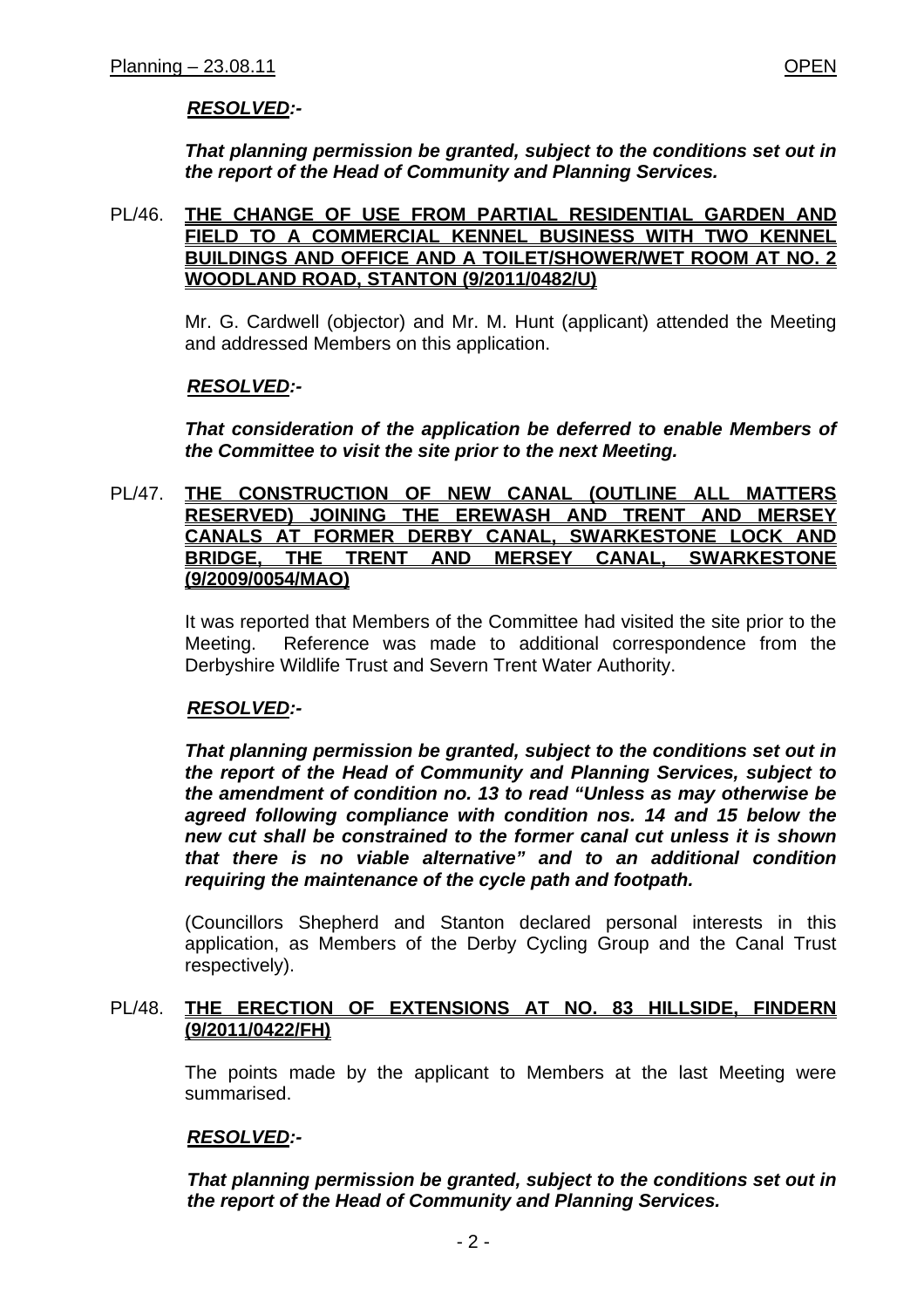***RESOLVED:-***

***That planning permission be granted, subject to the conditions set out in the report of the Head of Community and Planning Services.***

PL/46. **THE CHANGE OF USE FROM PARTIAL RESIDENTIAL GARDEN AND FIELD TO A COMMERCIAL KENNEL BUSINESS WITH TWO KENNEL BUILDINGS AND OFFICE AND A TOILET/SHOWER/WET ROOM AT NO. 2 WOODLAND ROAD, STANTON (9/2011/0482/U)**

Mr. G. Cardwell (objector) and Mr. M. Hunt (applicant) attended the Meeting and addressed Members on this application.

***RESOLVED:-***

***That consideration of the application be deferred to enable Members of the Committee to visit the site prior to the next Meeting.***

PL/47. **THE CONSTRUCTION OF NEW CANAL (OUTLINE ALL MATTERS RESERVED) JOINING THE EREWASH AND TRENT AND MERSEY CANALS AT FORMER DERBY CANAL, SWARKESTONE LOCK AND BRIDGE, THE TRENT AND MERSEY CANAL, SWARKESTONE (9/2009/0054/MAO)**

It was reported that Members of the Committee had visited the site prior to the Meeting. Reference was made to additional correspondence from the Derbyshire Wildlife Trust and Severn Trent Water Authority.

***RESOLVED:-***

***That planning permission be granted, subject to the conditions set out in the report of the Head of Community and Planning Services, subject to the amendment of condition no. 13 to read "Unless as may otherwise be agreed following compliance with condition nos. 14 and 15 below the new cut shall be constrained to the former canal cut unless it is shown that there is no viable alternative" and to an additional condition requiring the maintenance of the cycle path and footpath.***

(Councillors Shepherd and Stanton declared personal interests in this application, as Members of the Derby Cycling Group and the Canal Trust respectively).

PL/48. **THE ERECTION OF EXTENSIONS AT NO. 83 HILLSIDE, FINDERN (9/2011/0422/FH)**

The points made by the applicant to Members at the last Meeting were summarised.

***RESOLVED:-***

***That planning permission be granted, subject to the conditions set out in the report of the Head of Community and Planning Services.***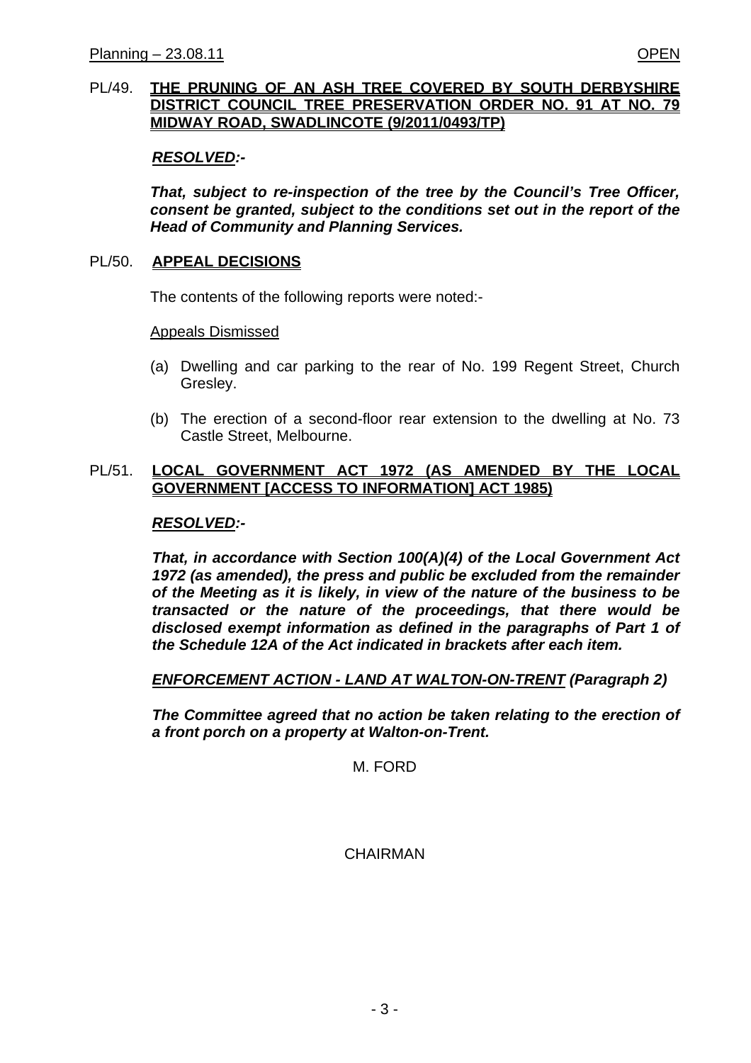PL/49. **THE PRUNING OF AN ASH TREE COVERED BY SOUTH DERBYSHIRE DISTRICT COUNCIL TREE PRESERVATION ORDER NO. 91 AT NO. 79 MIDWAY ROAD, SWADLINCOTE (9/2011/0493/TP)**

***RESOLVED:-***

***That, subject to re-inspection of the tree by the Council's Tree Officer, consent be granted, subject to the conditions set out in the report of the Head of Community and Planning Services.***

PL/50. **APPEAL DECISIONS**

The contents of the following reports were noted:-

Appeals Dismissed

(a) Dwelling and car parking to the rear of No. 199 Regent Street, Church Gresley.

(b) The erection of a second-floor rear extension to the dwelling at No. 73 Castle Street, Melbourne.

PL/51. **LOCAL GOVERNMENT ACT 1972 (AS AMENDED BY THE LOCAL GOVERNMENT [ACCESS TO INFORMATION] ACT 1985)**

***RESOLVED:-***

***That, in accordance with Section 100(A)(4) of the Local Government Act 1972 (as amended), the press and public be excluded from the remainder of the Meeting as it is likely, in view of the nature of the business to be transacted or the nature of the proceedings, that there would be disclosed exempt information as defined in the paragraphs of Part 1 of the Schedule 12A of the Act indicated in brackets after each item.***

***ENFORCEMENT ACTION - LAND AT WALTON-ON-TRENT (Paragraph 2)***

***The Committee agreed that no action be taken relating to the erection of a front porch on a property at Walton-on-Trent.***

M. FORD

CHAIRMAN